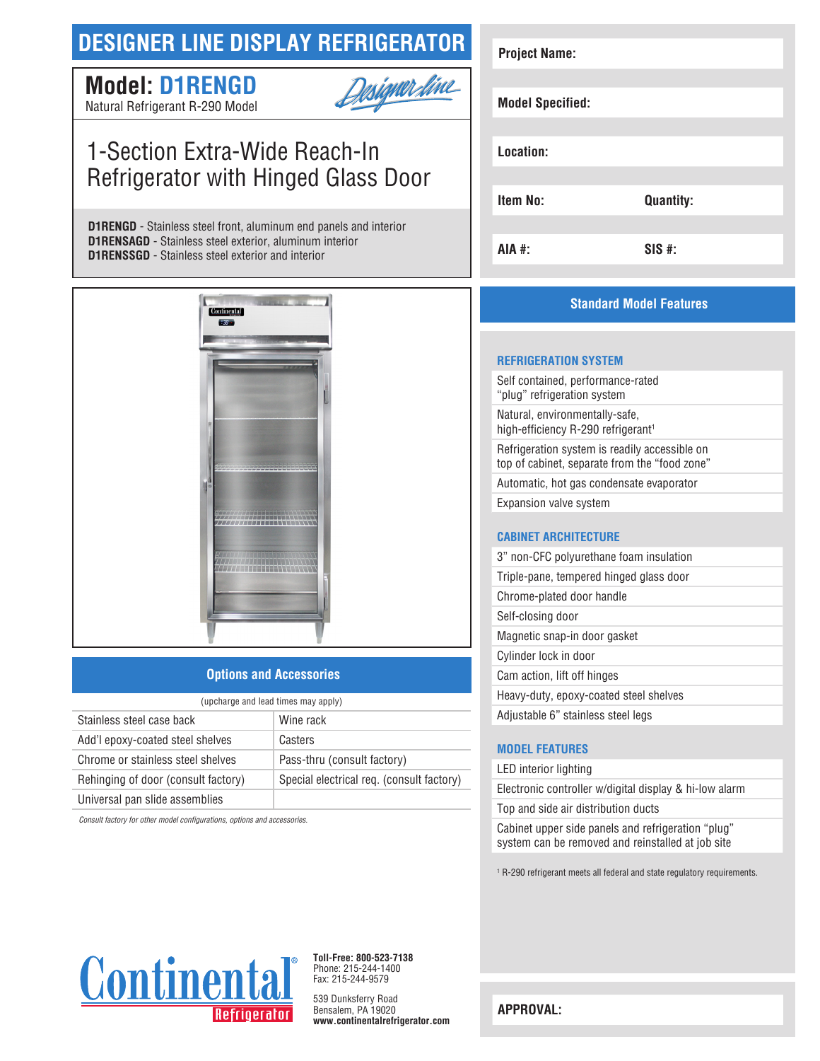# DESIGNER LINE DISPLAY REFRIGERATOR

## Model: D1RENGD

Natural Refrigerant R-290 Model

Designer Line

## 1-Section Extra-Wide Reach-In Refrigerator with Hinged Glass Door

**D1RENGD** - Stainless steel front, aluminum end panels and interior
**D1RENSAGD** - Stainless steel exterior, aluminum interior
**D1RENSSGD** - Stainless steel exterior and interior

## Options and Accessories

(upcharge and lead times may apply)

| | |
|---|---|
| Stainless steel case back | Wine rack |
| Add'l epoxy-coated steel shelves | Casters |
| Chrome or stainless steel shelves | Pass-thru (consult factory) |
| Rehinging of door (consult factory) | Special electrical req. (consult factory) |
| Universal pan slide assemblies | |

*Consult factory for other model configurations, options and accessories.*

**Project Name:**

**Model Specified:**

**Location:**

**Item No:** **Quantity:**

**AIA #:** **SIS #:**

## Standard Model Features

### REFRIGERATION SYSTEM

- Self contained, performance-rated "plug" refrigeration system
- Natural, environmentally-safe, high-efficiency R-290 refrigerant[1]
- Refrigeration system is readily accessible on top of cabinet, separate from the "food zone"
- Automatic, hot gas condensate evaporator
- Expansion valve system

### CABINET ARCHITECTURE

- 3" non-CFC polyurethane foam insulation
- Triple-pane, tempered hinged glass door
- Chrome-plated door handle
- Self-closing door
- Magnetic snap-in door gasket
- Cylinder lock in door
- Cam action, lift off hinges
- Heavy-duty, epoxy-coated steel shelves
- Adjustable 6" stainless steel legs

### MODEL FEATURES

- LED interior lighting
- Electronic controller w/digital display & hi-low alarm
- Top and side air distribution ducts
- Cabinet upper side panels and refrigeration "plug" system can be removed and reinstalled at job site

[1] R-290 refrigerant meets all federal and state regulatory requirements.

Continental Refrigerator

**Toll-Free: 800-523-7138**
Phone: 215-244-1400
Fax: 215-244-9579

539 Dunksferry Road
Bensalem, PA 19020
**www.continentalrefrigerator.com**

**APPROVAL:**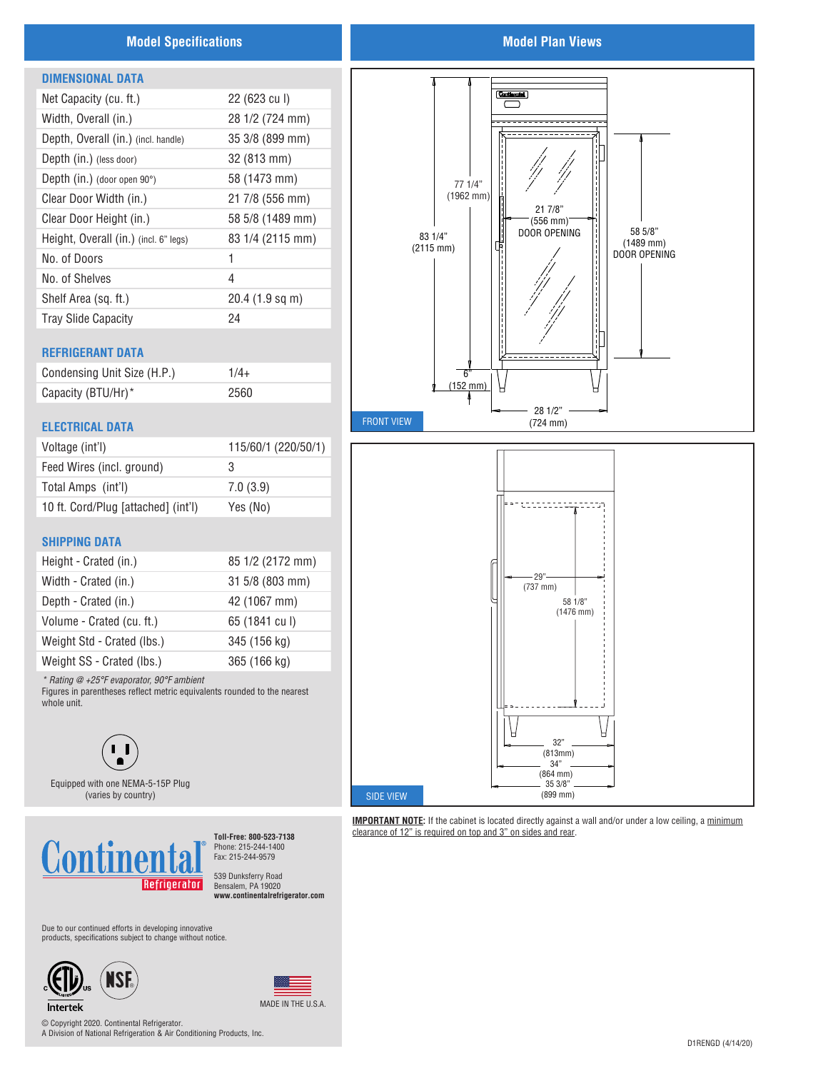## Model Specifications

### DIMENSIONAL DATA

| | |
|---|---|
| Net Capacity (cu. ft.) | 22 (623 cu l) |
| Width, Overall (in.) | 28 1/2 (724 mm) |
| Depth, Overall (in.) (incl. handle) | 35 3/8 (899 mm) |
| Depth (in.) (less door) | 32 (813 mm) |
| Depth (in.) (door open 90°) | 58 (1473 mm) |
| Clear Door Width (in.) | 21 7/8 (556 mm) |
| Clear Door Height (in.) | 58 5/8 (1489 mm) |
| Height, Overall (in.) (incl. 6" legs) | 83 1/4 (2115 mm) |
| No. of Doors | 1 |
| No. of Shelves | 4 |
| Shelf Area (sq. ft.) | 20.4 (1.9 sq m) |
| Tray Slide Capacity | 24 |

### REFRIGERANT DATA

| | |
|---|---|
| Condensing Unit Size (H.P.) | 1/4+ |
| Capacity (BTU/Hr)* | 2560 |

### ELECTRICAL DATA

| | |
|---|---|
| Voltage (int'l) | 115/60/1 (220/50/1) |
| Feed Wires (incl. ground) | 3 |
| Total Amps (int'l) | 7.0 (3.9) |
| 10 ft. Cord/Plug [attached] (int'l) | Yes (No) |

### SHIPPING DATA

| | |
|---|---|
| Height - Crated (in.) | 85 1/2 (2172 mm) |
| Width - Crated (in.) | 31 5/8 (803 mm) |
| Depth - Crated (in.) | 42 (1067 mm) |
| Volume - Crated (cu. ft.) | 65 (1841 cu l) |
| Weight Std - Crated (lbs.) | 345 (156 kg) |
| Weight SS - Crated (lbs.) | 365 (166 kg) |

*\* Rating @ +25°F evaporator, 90°F ambient*

Figures in parentheses reflect metric equivalents rounded to the nearest whole unit.

Equipped with one NEMA-5-15P Plug (varies by country)

**Continental Refrigerator**

**Toll-Free: 800-523-7138**
Phone: 215-244-1400
Fax: 215-244-9579

539 Dunksferry Road
Bensalem, PA 19020
**www.continentalrefrigerator.com**

Due to our continued efforts in developing innovative products, specifications subject to change without notice.

Intertek

MADE IN THE U.S.A.

© Copyright 2020. Continental Refrigerator.
A Division of National Refrigeration & Air Conditioning Products, Inc.

## Model Plan Views

FRONT VIEW

77 1/4" (1962 mm)
83 1/4" (2115 mm)
21 7/8" (556 mm) DOOR OPENING
58 5/8" (1489 mm) DOOR OPENING
6" (152 mm)
28 1/2" (724 mm)

SIDE VIEW

29" (737 mm)
58 1/8" (1476 mm)
32" (813mm)
34" (864 mm)
35 3/8" (899 mm)

**IMPORTANT NOTE:** If the cabinet is located directly against a wall and/or under a low ceiling, a minimum clearance of 12" is required on top and 3" on sides and rear.

D1RENGD (4/14/20)